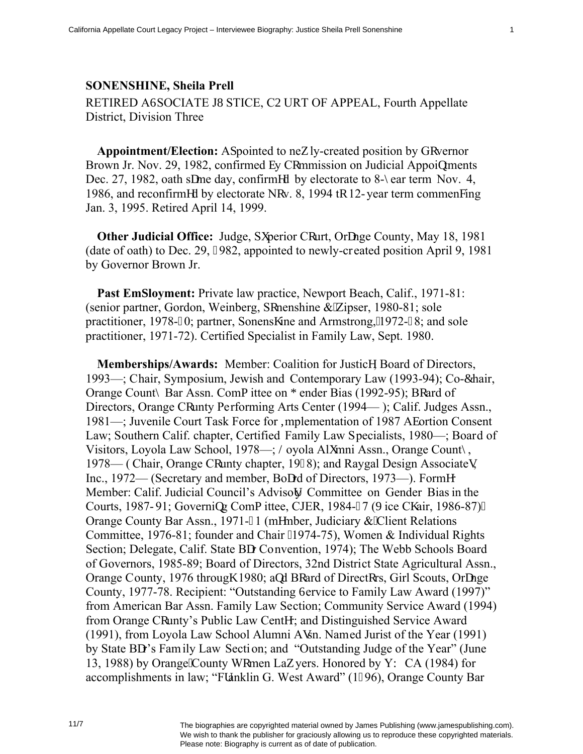**SONENSHINE, Sheila Prell**

RETIRED ASSOCIATE JUSTICE, COURT OF APPEAL, Fourth Appellate District, Division Three

**Appointment/Election:** Appointed to newly-created position by Governor Brown Jr. Nov. 29, 1982, confirmed by Commission on Judicial Appointments Dec. 27, 1982, oath same day, confirmed by electorate to 8-year term Nov. 4, 1986, and reconfirmed by electorate Nov. 8, 1994 to 12-year term commencing Jan. 3, 1995. Retired April 14, 1999.

**Other Judicial Office:** Judge, Superior Court, Orange County, May 18, 1981 (date of oath) to Dec. 29, 1982, appointed to newly-created position April 9, 1981 by Governor Brown Jr.

**Past Employment:** Private law practice, Newport Beach, Calif., 1971-81: (senior partner, Gordon, Weinberg, Sonenshine & Zipser, 1980-81; sole practitioner, 1978-80; partner, Sonenshine and Armstrong, 1972-78; and sole practitioner, 1971-72). Certified Specialist in Family Law, Sept. 1980.

**Memberships/Awards:** Member: Coalition for Justice, Board of Directors, 1993—; Chair, Symposium, Jewish and Contemporary Law (1993-94); Co-chair, Orange County Bar Assn. Committee on Gender Bias (1992-95); Board of Directors, Orange County Performing Arts Center (1994— ); Calif. Judges Assn., 1981—; Juvenile Court Task Force for Implementation of 1987 Abortion Consent Law; Southern Calif. chapter, Certified Family Law Specialists, 1980—; Board of Visitors, Loyola Law School, 1978—; Loyola Alumni Assn., Orange County, 1978— (Chair, Orange County chapter, 1978); and Raygal Design Associates, Inc., 1972— (Secretary and member, Board of Directors, 1973—). Former Member: Calif. Judicial Council's Advisory Committee on Gender Bias in the Courts, 1987-91; Governing Committee, CJER, 1984-87 (Vice Chair, 1986-87); Orange County Bar Assn., 1971-81 (member, Judiciary & Client Relations Committee, 1976-81; founder and Chair (1974-75), Women & Individual Rights Section; Delegate, Calif. State Bar Convention, 1974); The Webb Schools Board of Governors, 1985-89; Board of Directors, 32nd District State Agricultural Assn., Orange County, 1976 through 1980; and Board of Directors, Girl Scouts, Orange County, 1977-78. Recipient: "Outstanding Service to Family Law Award (1997)" from American Bar Assn. Family Law Section; Community Service Award (1994) from Orange County's Public Law Center; and Distinguished Service Award (1991), from Loyola Law School Alumni Assn. Named Jurist of the Year (1991) by State Bar's Family Law Section; and "Outstanding Judge of the Year" (June 13, 1988) by Orange County Women Lawyers. Honored by YWCA (1984) for accomplishments in law; "Franklin G. West Award" (1996), Orange County Bar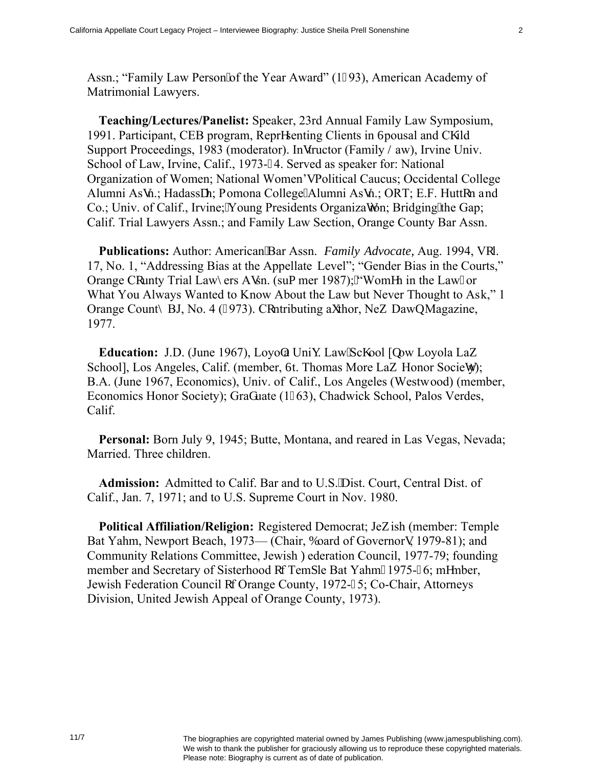Assn.; "Family Law Person of the Year Award" (1993), American Academy of Matrimonial Lawyers.

**Teaching/Lectures/Panelist:** Speaker, 23rd Annual Family Law Symposium, 1991. Participant, CEB program, Representing Clients in Spousal and Child Support Proceedings, 1983 (moderator). Instructor (Family Law), Irvine Univ. School of Law, Irvine, Calif., 1973-74. Served as speaker for: National Organization of Women; National Women's Political Caucus; Occidental College Alumni Assn.; Hadassah; Pomona College Alumni Assn.; ORT; E.F. Hutton and Co.; Univ. of Calif., Irvine; Young Presidents Organization; Bridging the Gap; Calif. Trial Lawyers Assn.; and Family Law Section, Orange County Bar Assn.

**Publications:** Author: American Bar Assn. *Family Advocate,* Aug. 1994, Vol. 17, No. 1, "Addressing Bias at the Appellate Level"; "Gender Bias in the Courts," Orange County Trial Lawyers Assn. (summer 1987); "Women in the Law or What You Always Wanted to Know About the Law but Never Thought to Ask," 1 Orange County BJ, No. 4 (1973). Contributing author, New Dawn Magazine, 1977.

**Education:** J.D. (June 1967), Loyola Univ. Law School [now Loyola Law School], Los Angeles, Calif. (member, St. Thomas More Law Honor Society); B.A. (June 1967, Economics), Univ. of Calif., Los Angeles (Westwood) (member, Economics Honor Society); Graduate (1963), Chadwick School, Palos Verdes, Calif.

**Personal:** Born July 9, 1945; Butte, Montana, and reared in Las Vegas, Nevada; Married. Three children.

**Admission:** Admitted to Calif. Bar and to U.S. Dist. Court, Central Dist. of Calif., Jan. 7, 1971; and to U.S. Supreme Court in Nov. 1980.

**Political Affiliation/Religion:** Registered Democrat; Jewish (member: Temple Bat Yahm, Newport Beach, 1973— (Chair, Board of Governors, 1979-81); and Community Relations Committee, Jewish Federation Council, 1977-79; founding member and Secretary of Sisterhood of Temple Bat Yahm 1975-76; member, Jewish Federation Council of Orange County, 1972-75; Co-Chair, Attorneys Division, United Jewish Appeal of Orange County, 1973).

The biographies are copyrighted material owned by James Publishing (www.jamespublishing.com). We wish to thank the publisher for graciously allowing us to reproduce these copyrighted materials. Please note: Biography is current as of date of publication.